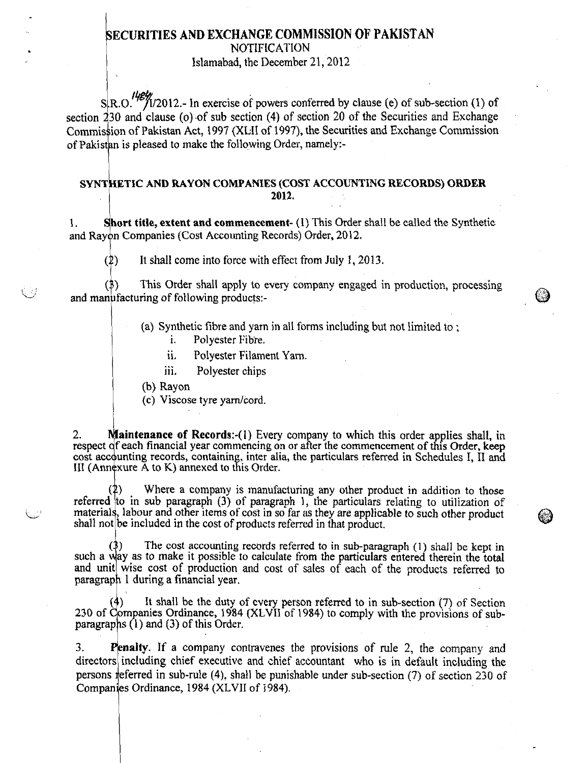# SECURITIES AND EXCHANGE COMMISSION OF PAKISTAN

NOTIFICATION

Islamabad, the December 21, 2012

S.R.O. 1484(I)/2012.- In exercise of powers conferred by clause (e) of sub-section (1) of section 230 and clause (o) of sub section (4) of section 20 of the Securities and Exchange Commission of Pakistan Act, 1997 (XLII of 1997), the Securities and Exchange Commission of Pakistan is pleased to make the following Order, namely:-

## SYNTHETIC AND RAYON COMPANIES (COST ACCOUNTING RECORDS) ORDER 2012.

1. **Short title, extent and commencement**- (1) This Order shall be called the Synthetic and Rayon Companies (Cost Accounting Records) Order, 2012.

(2) It shall come into force with effect from July 1, 2013.

(3) This Order shall apply to every company engaged in production, processing and manufacturing of following products:-

(a) Synthetic fibre and yarn in all forms including but not limited to ;

i. Polyester Fibre.

ii. Polyester Filament Yarn.

iii. Polyester chips

(b) Rayon

(c) Viscose tyre yarn/cord.

2. **Maintenance of Records**:-(1) Every company to which this order applies shall, in respect of each financial year commencing on or after the commencement of this Order, keep cost accounting records, containing, inter alia, the particulars referred in Schedules I, II and III (Annexure A to K) annexed to this Order.

(2) Where a company is manufacturing any other product in addition to those referred to in sub paragraph (3) of paragraph 1, the particulars relating to utilization of materials, labour and other items of cost in so far as they are applicable to such other product shall not be included in the cost of products referred in that product.

(3) The cost accounting records referred to in sub-paragraph (1) shall be kept in such a way as to make it possible to calculate from the particulars entered therein the total and unit wise cost of production and cost of sales of each of the products referred to paragraph 1 during a financial year.

(4) It shall be the duty of every person referred to in sub-section (7) of Section 230 of Companies Ordinance, 1984 (XLVII of 1984) to comply with the provisions of sub-paragraphs (1) and (3) of this Order.

3. **Penalty**. If a company contravenes the provisions of rule 2, the company and directors including chief executive and chief accountant who is in default including the persons referred in sub-rule (4), shall be punishable under sub-section (7) of section 230 of Companies Ordinance, 1984 (XLVII of 1984).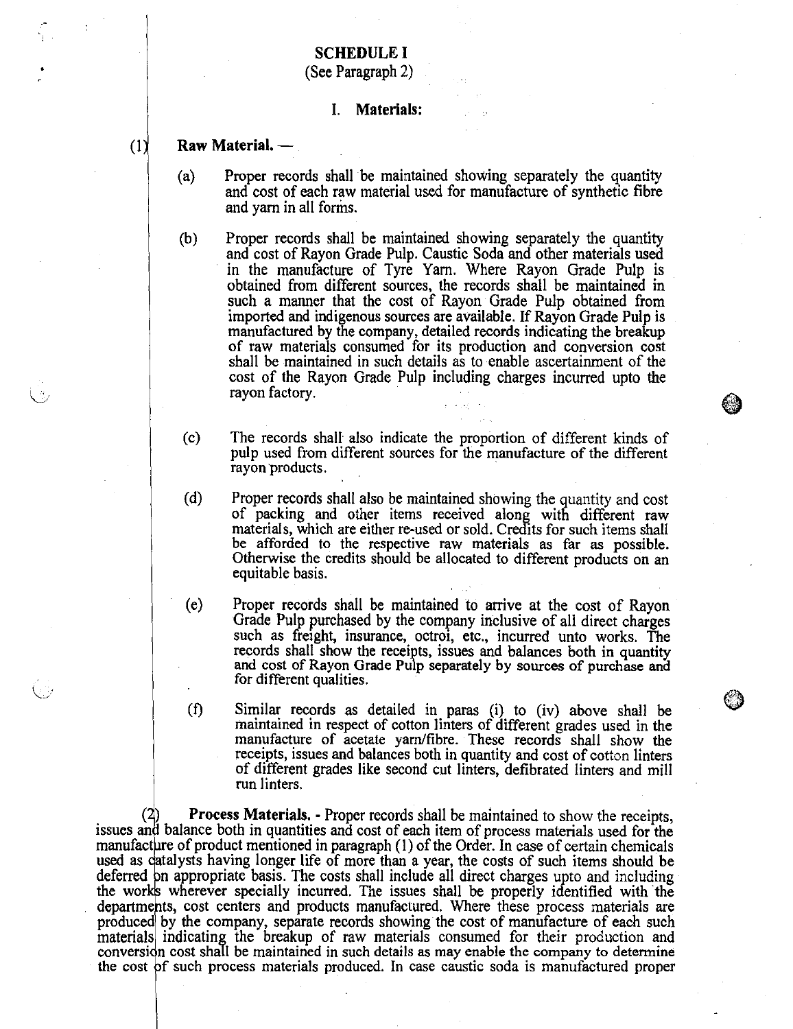## SCHEDULE I

(See Paragraph 2)

### I. Materials:

(1) **Raw Material.** —

(a) Proper records shall be maintained showing separately the quantity and cost of each raw material used for manufacture of synthetic fibre and yarn in all forms.

(b) Proper records shall be maintained showing separately the quantity and cost of Rayon Grade Pulp. Caustic Soda and other materials used in the manufacture of Tyre Yarn. Where Rayon Grade Pulp is obtained from different sources, the records shall be maintained in such a manner that the cost of Rayon Grade Pulp obtained from imported and indigenous sources are available. If Rayon Grade Pulp is manufactured by the company, detailed records indicating the breakup of raw materials consumed for its production and conversion cost shall be maintained in such details as to enable ascertainment of the cost of the Rayon Grade Pulp including charges incurred upto the rayon factory.

(c) The records shall also indicate the proportion of different kinds of pulp used from different sources for the manufacture of the different rayon products.

(d) Proper records shall also be maintained showing the quantity and cost of packing and other items received along with different raw materials, which are either re-used or sold. Credits for such items shall be afforded to the respective raw materials as far as possible. Otherwise the credits should be allocated to different products on an equitable basis.

(e) Proper records shall be maintained to arrive at the cost of Rayon Grade Pulp purchased by the company inclusive of all direct charges such as freight, insurance, octroi, etc., incurred unto works. The records shall show the receipts, issues and balances both in quantity and cost of Rayon Grade Pulp separately by sources of purchase and for different qualities.

(f) Similar records as detailed in paras (i) to (iv) above shall be maintained in respect of cotton linters of different grades used in the manufacture of acetate yarn/fibre. These records shall show the receipts, issues and balances both in quantity and cost of cotton linters of different grades like second cut linters, defibrated linters and mill run linters.

(2) **Process Materials.** - Proper records shall be maintained to show the receipts, issues and balance both in quantities and cost of each item of process materials used for the manufacture of product mentioned in paragraph (1) of the Order. In case of certain chemicals used as catalysts having longer life of more than a year, the costs of such items should be deferred on appropriate basis. The costs shall include all direct charges upto and including the works wherever specially incurred. The issues shall be properly identified with the departments, cost centers and products manufactured. Where these process materials are produced by the company, separate records showing the cost of manufacture of each such materials indicating the breakup of raw materials consumed for their production and conversion cost shall be maintained in such details as may enable the company to determine the cost of such process materials produced. In case caustic soda is manufactured proper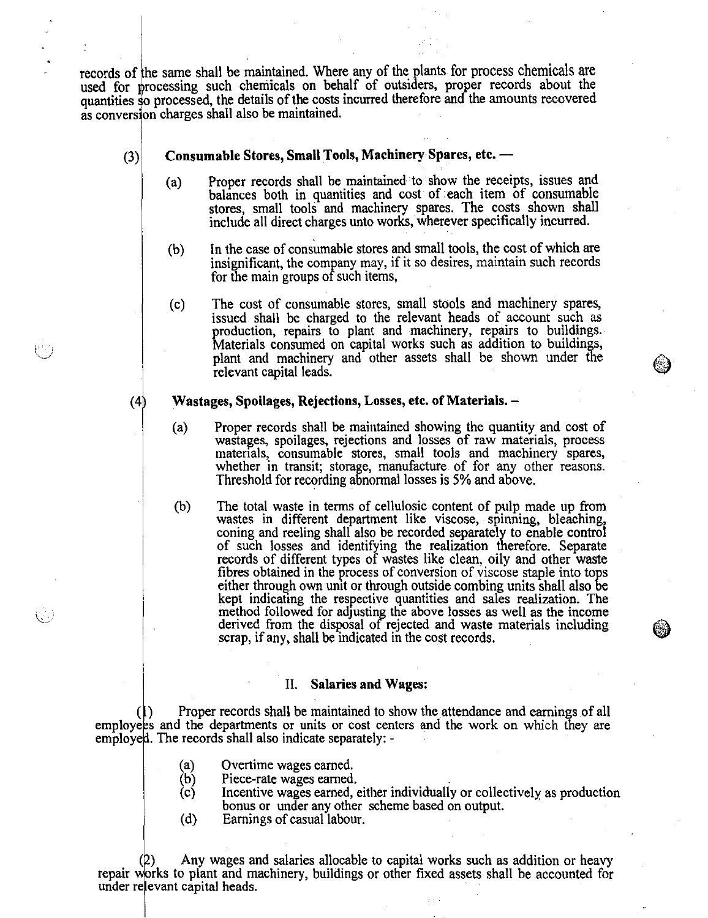records of the same shall be maintained. Where any of the plants for process chemicals are used for processing such chemicals on behalf of outsiders, proper records about the quantities so processed, the details of the costs incurred therefore and the amounts recovered as conversion charges shall also be maintained.

(3) **Consumable Stores, Small Tools, Machinery Spares, etc. —**

(a) Proper records shall be maintained to show the receipts, issues and balances both in quantities and cost of each item of consumable stores, small tools and machinery spares. The costs shown shall include all direct charges unto works, wherever specifically incurred.

(b) In the case of consumable stores and small tools, the cost of which are insignificant, the company may, if it so desires, maintain such records for the main groups of such items,

(c) The cost of consumable stores, small stools and machinery spares, issued shall be charged to the relevant heads of account such as production, repairs to plant and machinery, repairs to buildings. Materials consumed on capital works such as addition to buildings, plant and machinery and other assets shall be shown under the relevant capital leads.

(4) **Wastages, Spoilages, Rejections, Losses, etc. of Materials. –**

(a) Proper records shall be maintained showing the quantity and cost of wastages, spoilages, rejections and losses of raw materials, process materials, consumable stores, small tools and machinery spares, whether in transit; storage, manufacture of for any other reasons. Threshold for recording abnormal losses is 5% and above.

(b) The total waste in terms of cellulosic content of pulp made up from wastes in different department like viscose, spinning, bleaching, coning and reeling shall also be recorded separately to enable control of such losses and identifying the realization therefore. Separate records of different types of wastes like clean, oily and other waste fibres obtained in the process of conversion of viscose staple into tops either through own unit or through outside combing units shall also be kept indicating the respective quantities and sales realization. The method followed for adjusting the above losses as well as the income derived from the disposal of rejected and waste materials including scrap, if any, shall be indicated in the cost records.

## II. Salaries and Wages:

(1) Proper records shall be maintained to show the attendance and earnings of all employees and the departments or units or cost centers and the work on which they are employed. The records shall also indicate separately: -

(a) Overtime wages earned.
(b) Piece-rate wages earned.
(c) Incentive wages earned, either individually or collectively as production bonus or under any other scheme based on output.
(d) Earnings of casual labour.

(2) Any wages and salaries allocable to capital works such as addition or heavy repair works to plant and machinery, buildings or other fixed assets shall be accounted for under relevant capital heads.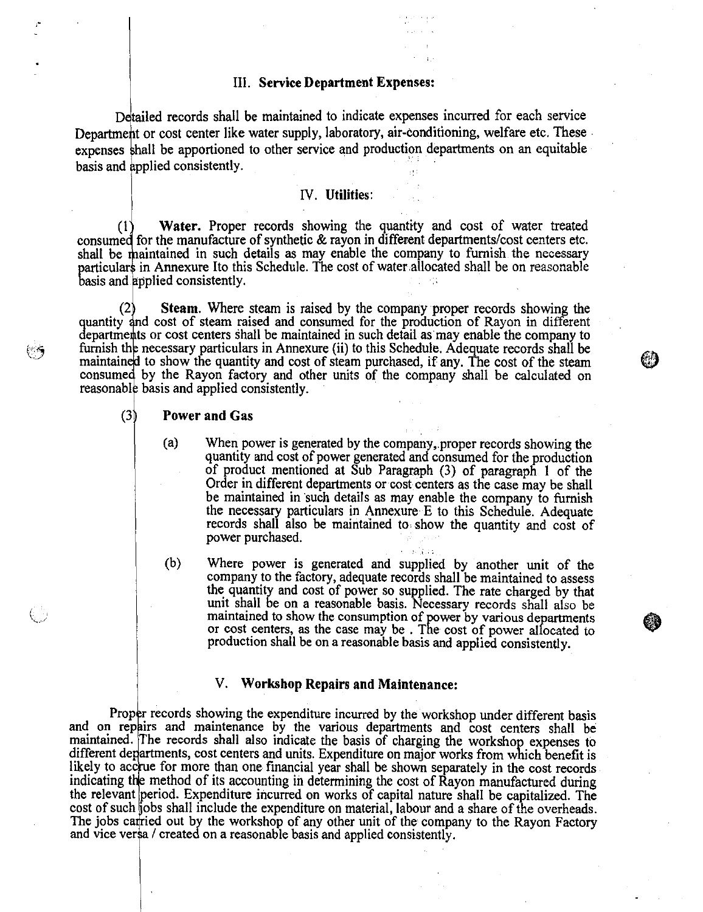### III. Service Department Expenses:

Detailed records shall be maintained to indicate expenses incurred for each service Department or cost center like water supply, laboratory, air-conditioning, welfare etc. These expenses shall be apportioned to other service and production departments on an equitable basis and applied consistently.

### IV. Utilities:

(1) **Water.** Proper records showing the quantity and cost of water treated consumed for the manufacture of synthetic & rayon in different departments/cost centers etc. shall be maintained in such details as may enable the company to furnish the necessary particulars in Annexure Ito this Schedule. The cost of water allocated shall be on reasonable basis and applied consistently.

(2) **Steam.** Where steam is raised by the company proper records showing the quantity and cost of steam raised and consumed for the production of Rayon in different departments or cost centers shall be maintained in such detail as may enable the company to furnish the necessary particulars in Annexure (ii) to this Schedule. Adequate records shall be maintained to show the quantity and cost of steam purchased, if any. The cost of the steam consumed by the Rayon factory and other units of the company shall be calculated on reasonable basis and applied consistently.

(3) **Power and Gas**

(a) When power is generated by the company, proper records showing the quantity and cost of power generated and consumed for the production of product mentioned at Sub Paragraph (3) of paragraph 1 of the Order in different departments or cost centers as the case may be shall be maintained in such details as may enable the company to furnish the necessary particulars in Annexure E to this Schedule. Adequate records shall also be maintained to show the quantity and cost of power purchased.

(b) Where power is generated and supplied by another unit of the company to the factory, adequate records shall be maintained to assess the quantity and cost of power so supplied. The rate charged by that unit shall be on a reasonable basis. Necessary records shall also be maintained to show the consumption of power by various departments or cost centers, as the case may be . The cost of power allocated to production shall be on a reasonable basis and applied consistently.

### V. Workshop Repairs and Maintenance:

Proper records showing the expenditure incurred by the workshop under different basis and on repairs and maintenance by the various departments and cost centers shall be maintained. The records shall also indicate the basis of charging the workshop expenses to different departments, cost centers and units. Expenditure on major works from which benefit is likely to accrue for more than one financial year shall be shown separately in the cost records indicating the method of its accounting in determining the cost of Rayon manufactured during the relevant period. Expenditure incurred on works of capital nature shall be capitalized. The cost of such jobs shall include the expenditure on material, labour and a share of the overheads. The jobs carried out by the workshop of any other unit of the company to the Rayon Factory and vice versa / created on a reasonable basis and applied consistently.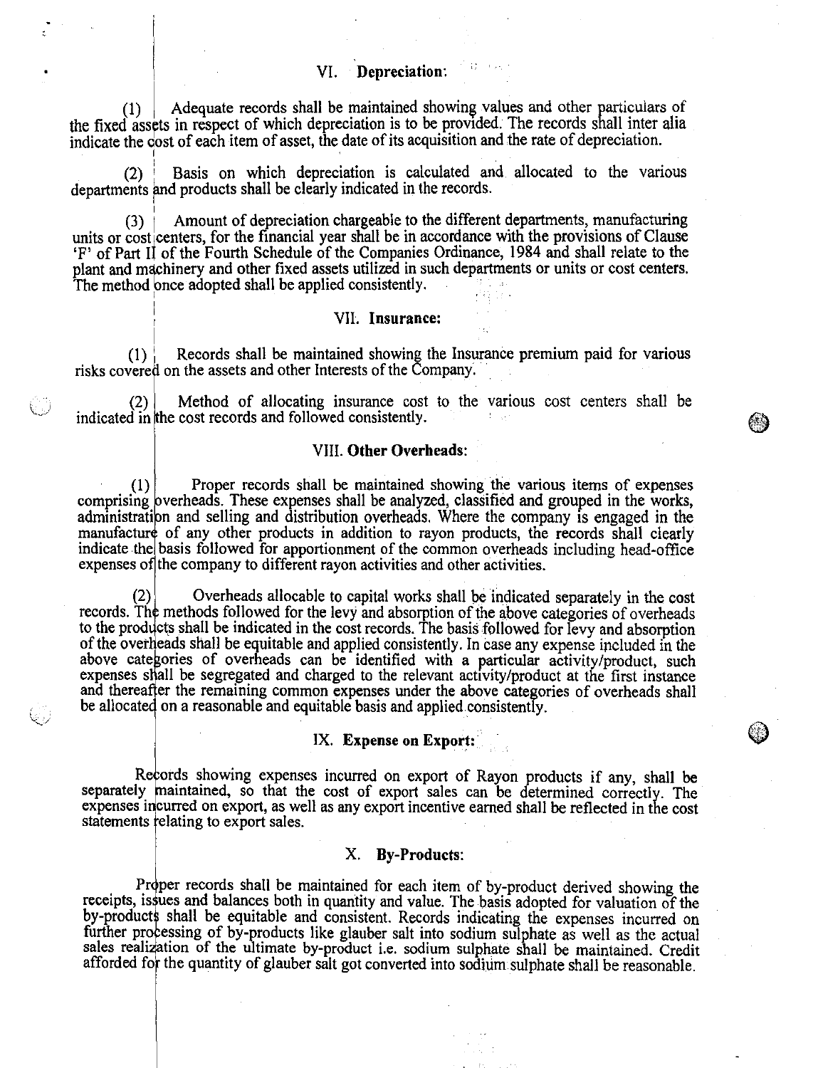## VI. Depreciation:

(1) Adequate records shall be maintained showing values and other particulars of the fixed assets in respect of which depreciation is to be provided. The records shall inter alia indicate the cost of each item of asset, the date of its acquisition and the rate of depreciation.

(2) Basis on which depreciation is calculated and allocated to the various departments and products shall be clearly indicated in the records.

(3) Amount of depreciation chargeable to the different departments, manufacturing units or cost centers, for the financial year shall be in accordance with the provisions of Clause 'F' of Part II of the Fourth Schedule of the Companies Ordinance, 1984 and shall relate to the plant and machinery and other fixed assets utilized in such departments or units or cost centers. The method once adopted shall be applied consistently.

## VII. Insurance:

(1) Records shall be maintained showing the Insurance premium paid for various risks covered on the assets and other Interests of the Company.

(2) Method of allocating insurance cost to the various cost centers shall be indicated in the cost records and followed consistently.

## VIII. Other Overheads:

(1) Proper records shall be maintained showing the various items of expenses comprising overheads. These expenses shall be analyzed, classified and grouped in the works, administration and selling and distribution overheads. Where the company is engaged in the manufacture of any other products in addition to rayon products, the records shall clearly indicate the basis followed for apportionment of the common overheads including head-office expenses of the company to different rayon activities and other activities.

(2) Overheads allocable to capital works shall be indicated separately in the cost records. The methods followed for the levy and absorption of the above categories of overheads to the products shall be indicated in the cost records. The basis followed for levy and absorption of the overheads shall be equitable and applied consistently. In case any expense included in the above categories of overheads can be identified with a particular activity/product, such expenses shall be segregated and charged to the relevant activity/product at the first instance and thereafter the remaining common expenses under the above categories of overheads shall be allocated on a reasonable and equitable basis and applied consistently.

## IX. Expense on Export:

Records showing expenses incurred on export of Rayon products if any, shall be separately maintained, so that the cost of export sales can be determined correctly. The expenses incurred on export, as well as any export incentive earned shall be reflected in the cost statements relating to export sales.

## X. By-Products:

Proper records shall be maintained for each item of by-product derived showing the receipts, issues and balances both in quantity and value. The basis adopted for valuation of the by-products shall be equitable and consistent. Records indicating the expenses incurred on further processing of by-products like glauber salt into sodium sulphate as well as the actual sales realization of the ultimate by-product i.e. sodium sulphate shall be maintained. Credit afforded for the quantity of glauber salt got converted into sodium sulphate shall be reasonable.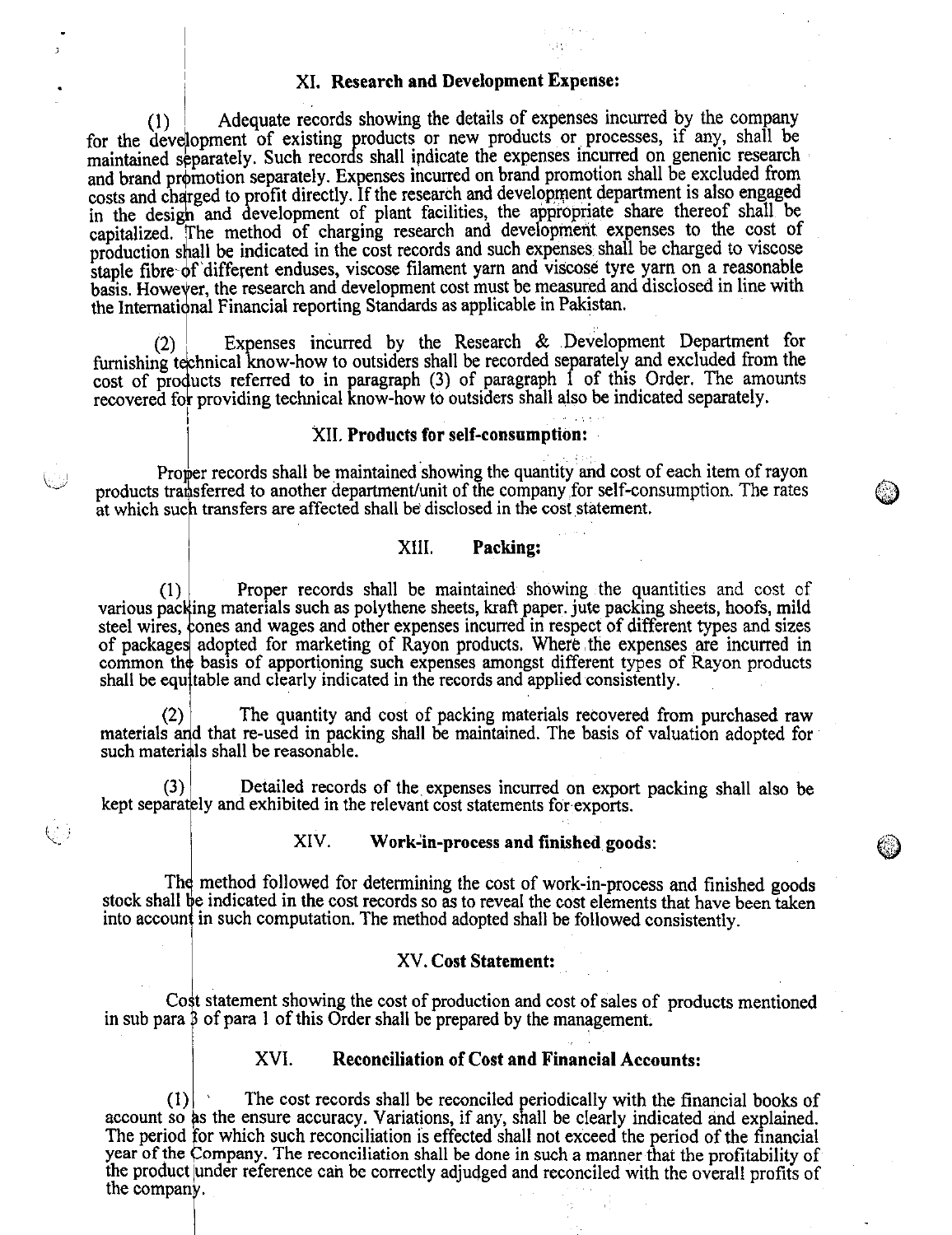## XI. Research and Development Expense:

(1) Adequate records showing the details of expenses incurred by the company for the development of existing products or new products or processes, if any, shall be maintained separately. Such records shall indicate the expenses incurred on genenic research and brand promotion separately. Expenses incurred on brand promotion shall be excluded from costs and charged to profit directly. If the research and development department is also engaged in the design and development of plant facilities, the appropriate share thereof shall be capitalized. The method of charging research and development expenses to the cost of production shall be indicated in the cost records and such expenses shall be charged to viscose staple fibre of different enduses, viscose filament yarn and viscose tyre yarn on a reasonable basis. However, the research and development cost must be measured and disclosed in line with the International Financial reporting Standards as applicable in Pakistan.

(2) Expenses incurred by the Research & Development Department for furnishing technical know-how to outsiders shall be recorded separately and excluded from the cost of products referred to in paragraph (3) of paragraph 1 of this Order. The amounts recovered for providing technical know-how to outsiders shall also be indicated separately.

## XII. Products for self-consumption:

Proper records shall be maintained showing the quantity and cost of each item of rayon products transferred to another department/unit of the company for self-consumption. The rates at which such transfers are affected shall be disclosed in the cost statement.

## XIII. Packing:

(1) Proper records shall be maintained showing the quantities and cost of various packing materials such as polythene sheets, kraft paper. jute packing sheets, hoofs, mild steel wires, cones and wages and other expenses incurred in respect of different types and sizes of packages adopted for marketing of Rayon products. Where the expenses are incurred in common the basis of apportioning such expenses amongst different types of Rayon products shall be equitable and clearly indicated in the records and applied consistently.

(2) The quantity and cost of packing materials recovered from purchased raw materials and that re-used in packing shall be maintained. The basis of valuation adopted for such materials shall be reasonable.

(3) Detailed records of the expenses incurred on export packing shall also be kept separately and exhibited in the relevant cost statements for exports.

## XIV. Work-in-process and finished goods:

The method followed for determining the cost of work-in-process and finished goods stock shall be indicated in the cost records so as to reveal the cost elements that have been taken into account in such computation. The method adopted shall be followed consistently.

## XV. Cost Statement:

Cost statement showing the cost of production and cost of sales of products mentioned in sub para 3 of para 1 of this Order shall be prepared by the management.

## XVI. Reconciliation of Cost and Financial Accounts:

(1) The cost records shall be reconciled periodically with the financial books of account so as the ensure accuracy. Variations, if any, shall be clearly indicated and explained. The period for which such reconciliation is effected shall not exceed the period of the financial year of the Company. The reconciliation shall be done in such a manner that the profitability of the product under reference can be correctly adjudged and reconciled with the overall profits of the company.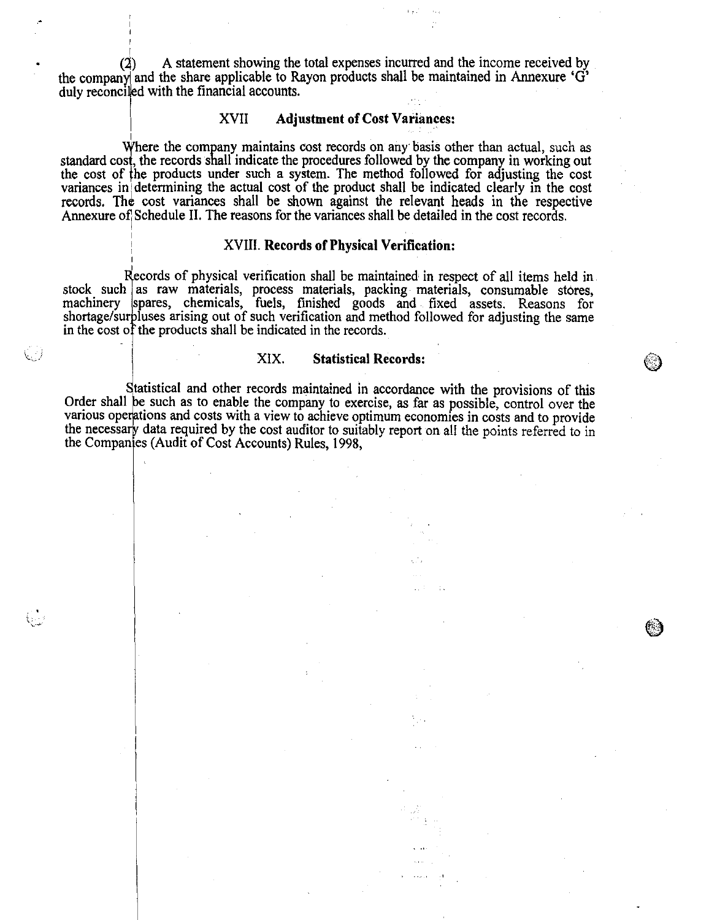(2) A statement showing the total expenses incurred and the income received by the company and the share applicable to Rayon products shall be maintained in Annexure 'G' duly reconciled with the financial accounts.

### XVII Adjustment of Cost Variances:

Where the company maintains cost records on any basis other than actual, such as standard cost, the records shall indicate the procedures followed by the company in working out the cost of the products under such a system. The method followed for adjusting the cost variances in determining the actual cost of the product shall be indicated clearly in the cost records. The cost variances shall be shown against the relevant heads in the respective Annexure of Schedule II. The reasons for the variances shall be detailed in the cost records.

### XVIII. Records of Physical Verification:

Records of physical verification shall be maintained in respect of all items held in stock such as raw materials, process materials, packing materials, consumable stores, machinery spares, chemicals, fuels, finished goods and fixed assets. Reasons for shortage/surpluses arising out of such verification and method followed for adjusting the same in the cost of the products shall be indicated in the records.

### XIX. Statistical Records:

Statistical and other records maintained in accordance with the provisions of this Order shall be such as to enable the company to exercise, as far as possible, control over the various operations and costs with a view to achieve optimum economies in costs and to provide the necessary data required by the cost auditor to suitably report on all the points referred to in the Companies (Audit of Cost Accounts) Rules, 1998,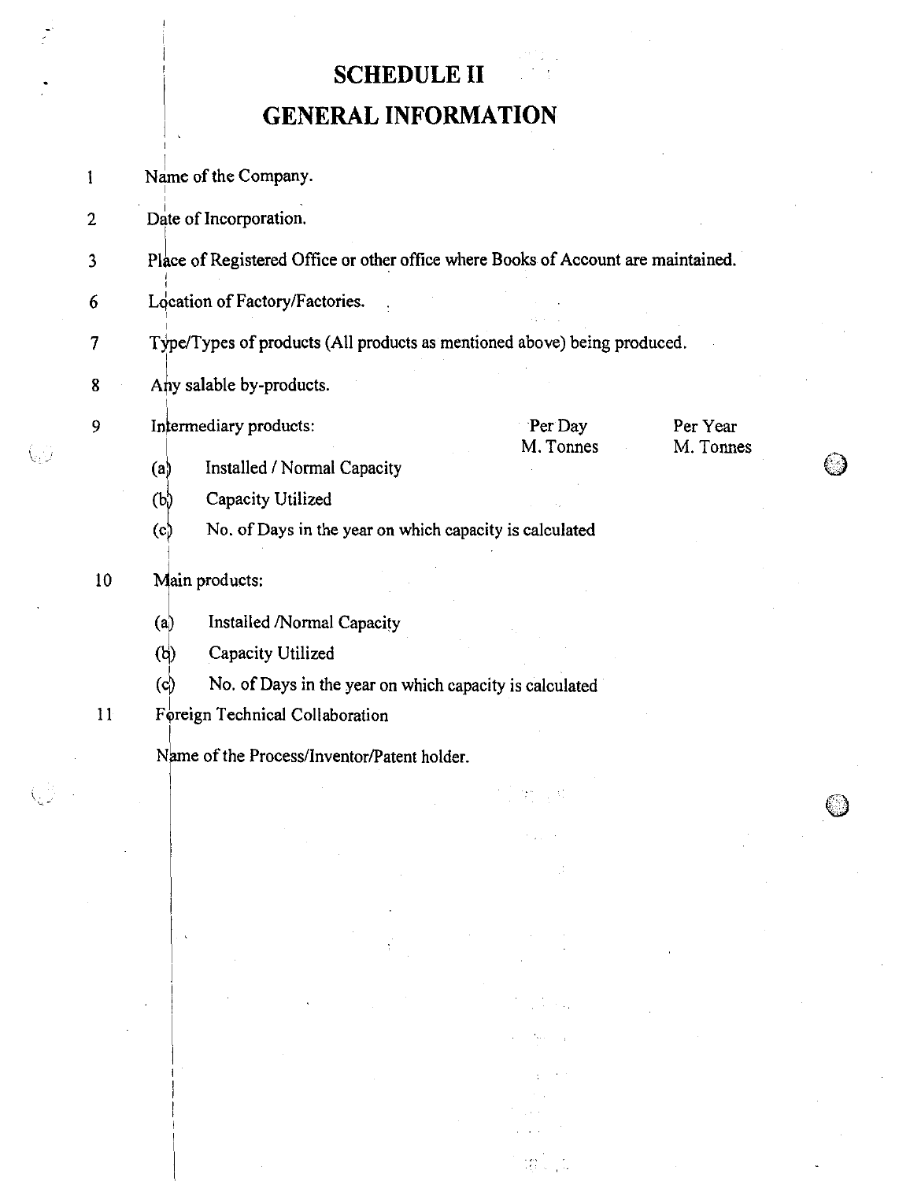# SCHEDULE II

# GENERAL INFORMATION

1 Name of the Company.

2 Date of Incorporation.

3 Place of Registered Office or other office where Books of Account are maintained.

6 Location of Factory/Factories.

7 Type/Types of products (All products as mentioned above) being produced.

8 Any salable by-products.

9 Intermediary products:

| | | Per Day M. Tonnes | Per Year M. Tonnes |
|---|---|---|---|
| (a) | Installed / Normal Capacity | | |
| (b) | Capacity Utilized | | |
| (c) | No. of Days in the year on which capacity is calculated | | |

10 Main products:

| | | | |
|---|---|---|---|
| (a) | Installed /Normal Capacity | | |
| (b) | Capacity Utilized | | |
| (c) | No. of Days in the year on which capacity is calculated | | |

11 Foreign Technical Collaboration

Name of the Process/Inventor/Patent holder.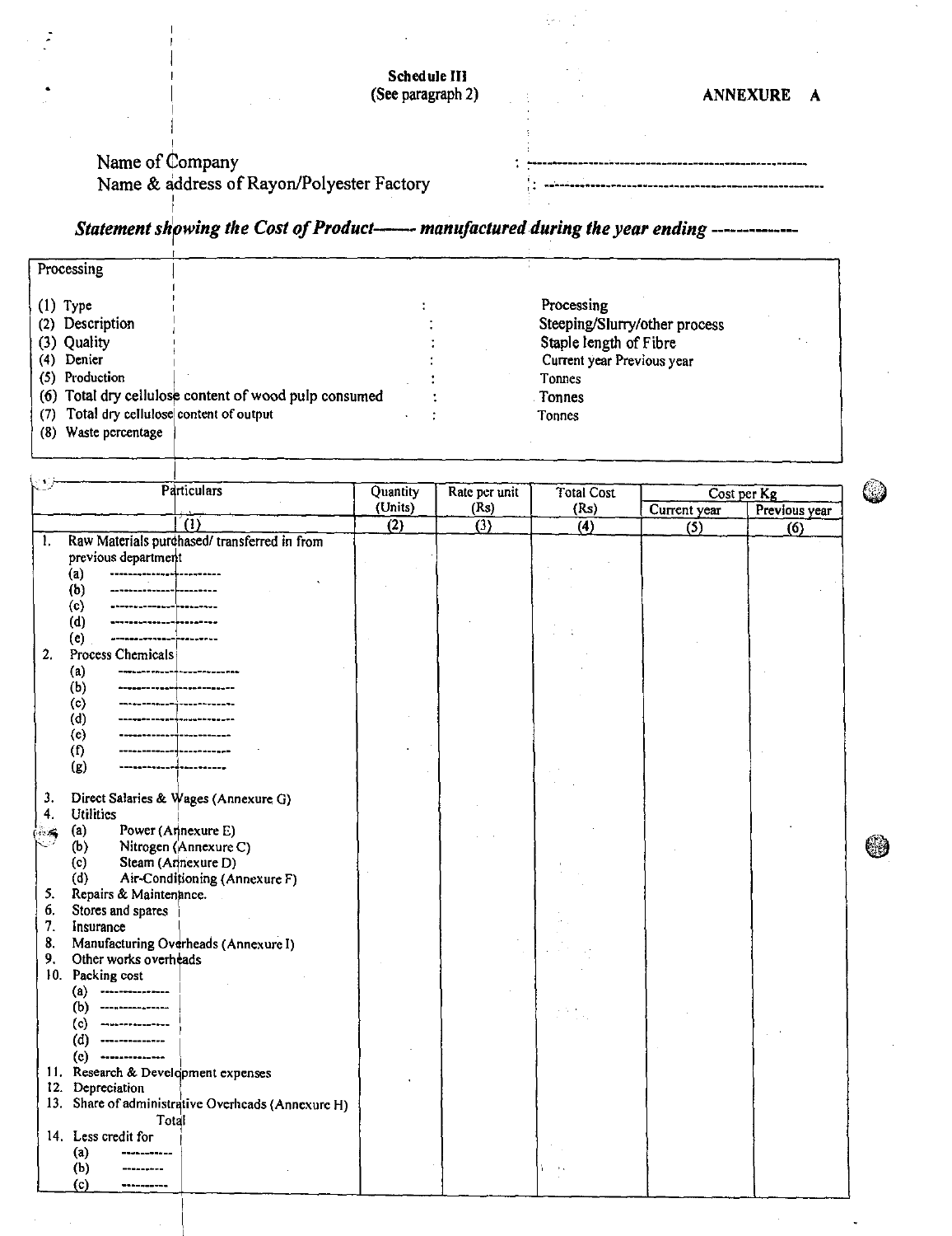**Schedule III**
(See paragraph 2)

**ANNEXURE A**

Name of Company : ---------------------------------------------------

Name & address of Rayon/Polyester Factory : ---------------------------------------------------

***Statement showing the Cost of Product------ manufactured during the year ending -------------***

| Processing | | |
|---|---|---|
| (1) Type | : | Processing |
| (2) Description | : | Steeping/Slurry/other process |
| (3) Quality | : | Staple length of Fibre |
| (4) Denier | : | Current year Previous year |
| (5) Production | : | Tonnes |
| (6) Total dry cellulose content of wood pulp consumed | : | Tonnes |
| (7) Total dry cellulose content of output | : | Tonnes |
| (8) Waste percentage | | |

| Particulars | Quantity (Units) | Rate per unit (Rs) | Total Cost (Rs) | Cost per Kg | |
|---|---|---|---|---|---|
| | | | | Current year | Previous year |
| (1) | (2) | (3) | (4) | (5) | (6) |
| 1. Raw Materials purchased/ transferred in from previous department | | | | | |
| (a) ---------------------- | | | | | |
| (b) ---------------------- | | | | | |
| (c) ---------------------- | | | | | |
| (d) ---------------------- | | | | | |
| (e) ---------------------- | | | | | |
| 2. Process Chemicals | | | | | |
| (a) ---------------------- | | | | | |
| (b) ---------------------- | | | | | |
| (c) ---------------------- | | | | | |
| (d) ---------------------- | | | | | |
| (e) ---------------------- | | | | | |
| (f) ---------------------- | | | | | |
| (g) ---------------------- | | | | | |
| 3. Direct Salaries & Wages (Annexure G) | | | | | |
| 4. Utilities | | | | | |
| (a) Power (Annexure E) | | | | | |
| (b) Nitrogen (Annexure C) | | | | | |
| (c) Steam (Annexure D) | | | | | |
| (d) Air-Conditioning (Annexure F) | | | | | |
| 5. Repairs & Maintenance. | | | | | |
| 6. Stores and spares | | | | | |
| 7. Insurance | | | | | |
| 8. Manufacturing Overheads (Annexure I) | | | | | |
| 9. Other works overheads | | | | | |
| 10. Packing cost | | | | | |
| (a) -------------- | | | | | |
| (b) -------------- | | | | | |
| (c) -------------- | | | | | |
| (d) -------------- | | | | | |
| (e) -------------- | | | | | |
| 11. Research & Development expenses | | | | | |
| 12. Depreciation | | | | | |
| 13. Share of administrative Overheads (Annexure H) | | | | | |
| Total | | | | | |
| 14. Less credit for | | | | | |
| (a) ----------- | | | | | |
| (b) --------- | | | | | |
| (c) ---------- | | | | | |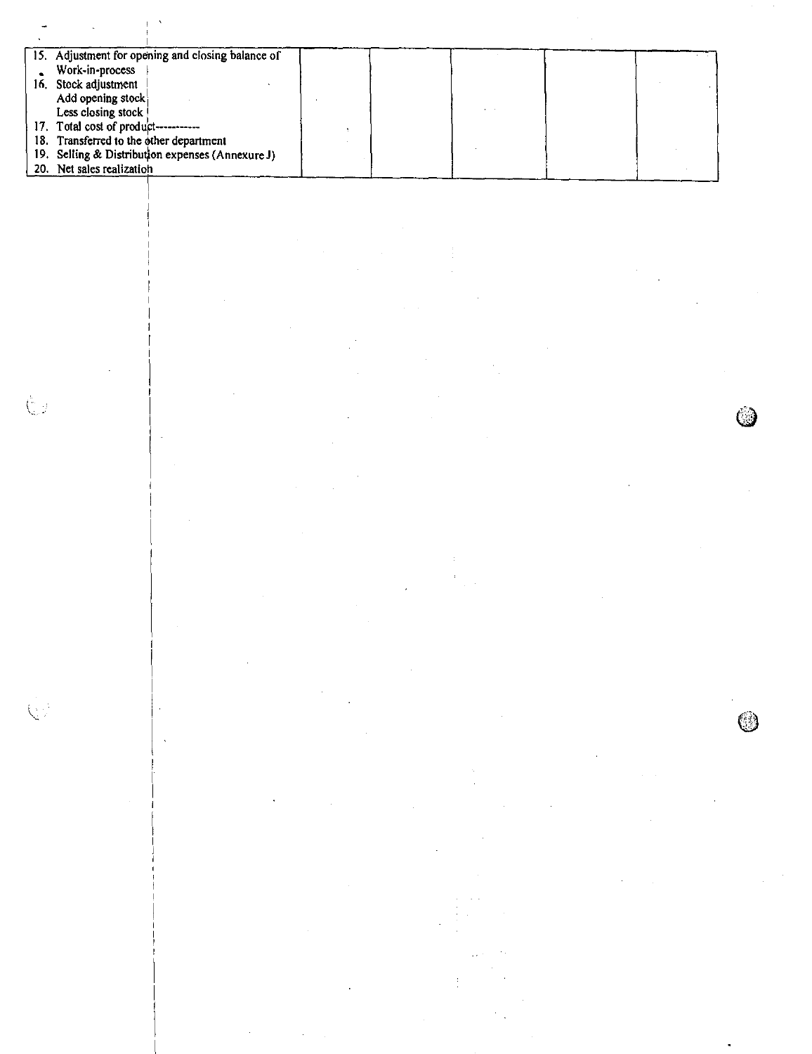| | | | | | |
|---|---|---|---|---|---|
| 15. Adjustment for opening and closing balance of Work-in-process<br>16. Stock adjustment<br>Add opening stock<br>Less closing stock<br>17. Total cost of product----------<br>18. Transferred to the other department<br>19. Selling & Distribution expenses (Annexure J)<br>20. Net sales realization | | | | | |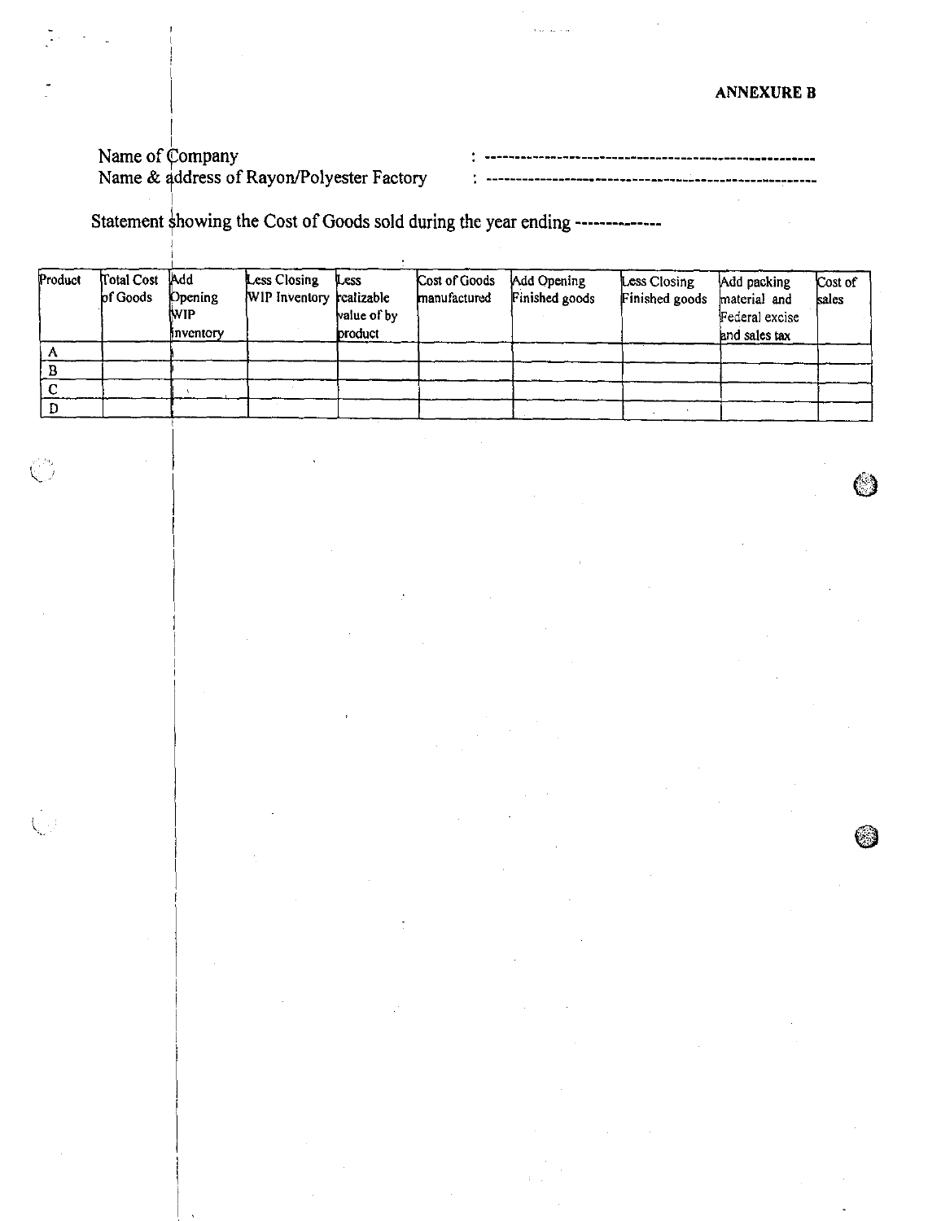**ANNEXURE B**

Name of Company : -------------------------------------------------------

Name & address of Rayon/Polyester Factory : -------------------------------------------------------

Statement showing the Cost of Goods sold during the year ending --------------

| Product | Total Cost of Goods | Add Opening WIP inventory | Less Closing WIP Inventory | Less realizable value of by product | Cost of Goods manufactured | Add Opening Finished goods | Less Closing Finished goods | Add packing material and Federal excise and sales tax | Cost of sales |
|---|---|---|---|---|---|---|---|---|---|
| A | | | | | | | | | |
| B | | | | | | | | | |
| C | | | | | | | | | |
| D | | | | | | | | | |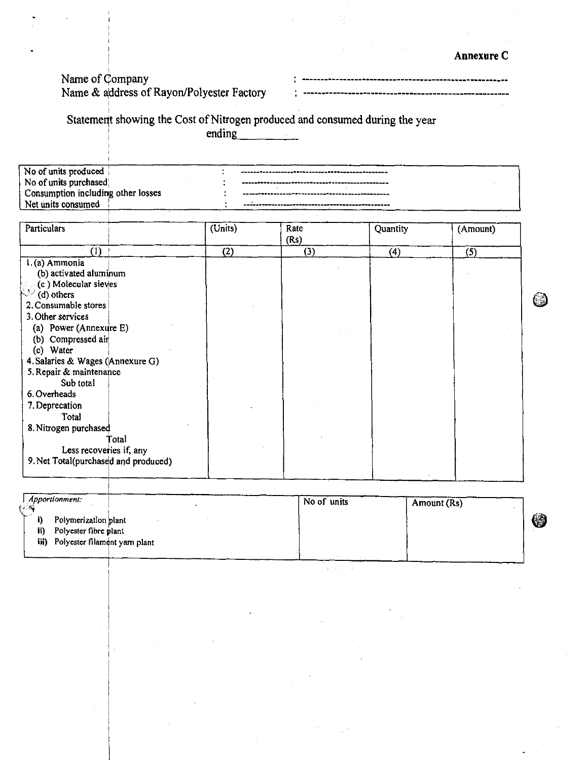**Annexure C**

Name of Company : -------------------------------------------------------

Name & address of Rayon/Polyester Factory : -------------------------------------------------------

## Statement showing the Cost of Nitrogen produced and consumed during the year ending__________

| | | |
|---|---|---|
| No of units produced | : | ------------------------------------------------ |
| No of units purchased | : | ------------------------------------------------ |
| Consumption including other losses | : | ------------------------------------------------ |
| Net units consumed | : | ------------------------------------------------ |

| Particulars | (Units) | Rate (Rs) | Quantity | (Amount) |
|---|---|---|---|---|
| (1) | (2) | (3) | (4) | (5) |
| 1. (a) Ammonia | | | | |
| (b) activated aluminum | | | | |
| (c ) Molecular sieves | | | | |
| (d) others | | | | |
| 2. Consumable stores | | | | |
| 3. Other services | | | | |
| (a) Power (Annexure E) | | | | |
| (b) Compressed air | | | | |
| (c) Water | | | | |
| 4. Salaries & Wages (Annexure G) | | | | |
| 5. Repair & maintenance | | | | |
| Sub total | | | | |
| 6. Overheads | | | | |
| 7. Deprecation | | | | |
| Total | | | | |
| 8. Nitrogen purchased | | | | |
| Total | | | | |
| Less recoveries if, any | | | | |
| 9. Net Total(purchased and produced) | | | | |

| *Apportionment:* | No of units | Amount (Rs) |
|---|---|---|
| i) Polymerization plant | | |
| ii) Polyester fibre plant | | |
| iii) Polyester filament yarn plant | | |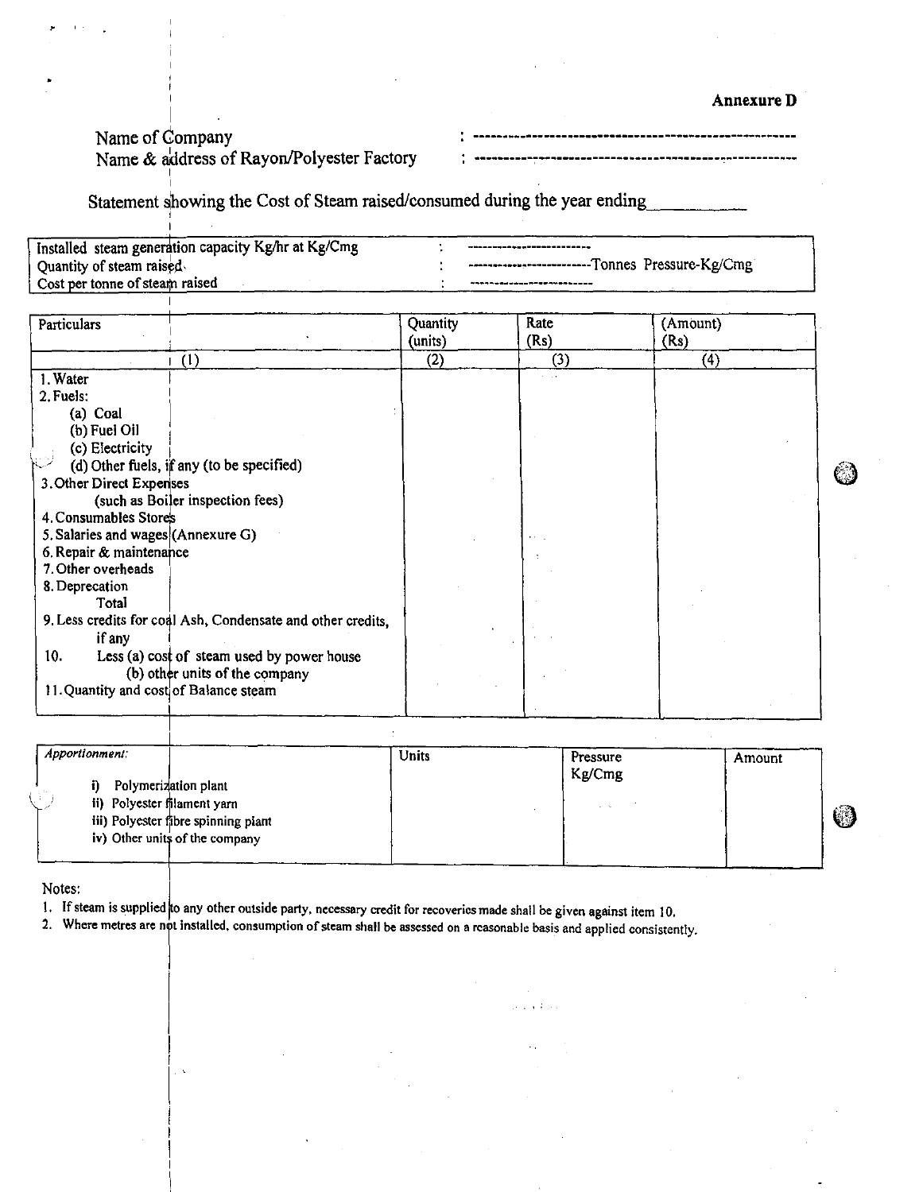**Annexure D**

Name of Company : ----------------------------------------------------------

Name & address of Rayon/Polyester Factory : ----------------------------------------------------------

Statement showing the Cost of Steam raised/consumed during the year ending__________

| | | |
|---|---|---|
| Installed steam generation capacity Kg/hr at Kg/Cmg | : | ------------------------ |
| Quantity of steam raised | : | ------------------------Tonnes Pressure-Kg/Cmg |
| Cost per tonne of steam raised | : | ------------------------ |

| Particulars | Quantity (units) | Rate (Rs) | (Amount) (Rs) |
|---|---|---|---|
| (1) | (2) | (3) | (4) |
| 1. Water | | | |
| 2. Fuels: | | | |
| (a) Coal | | | |
| (b) Fuel Oil | | | |
| (c) Electricity | | | |
| (d) Other fuels, if any (to be specified) | | | |
| 3. Other Direct Expenses (such as Boiler inspection fees) | | | |
| 4. Consumables Stores | | | |
| 5. Salaries and wages (Annexure G) | | | |
| 6. Repair & maintenance | | | |
| 7. Other overheads | | | |
| 8. Deprecation | | | |
| Total | | | |
| 9. Less credits for coal Ash, Condensate and other credits, if any | | | |
| 10. Less (a) cost of steam used by power house | | | |
| (b) other units of the company | | | |
| 11. Quantity and cost of Balance steam | | | |

| *Apportionment:* | Units | Pressure Kg/Cmg | Amount |
|---|---|---|---|
| i) Polymerization plant | | | |
| ii) Polyester filament yarn | | | |
| iii) Polyester fibre spinning plant | | | |
| iv) Other units of the company | | | |

Notes:

1. If steam is supplied to any other outside party, necessary credit for recoveries made shall be given against item 10.
2. Where metres are not installed, consumption of steam shall be assessed on a reasonable basis and applied consistently.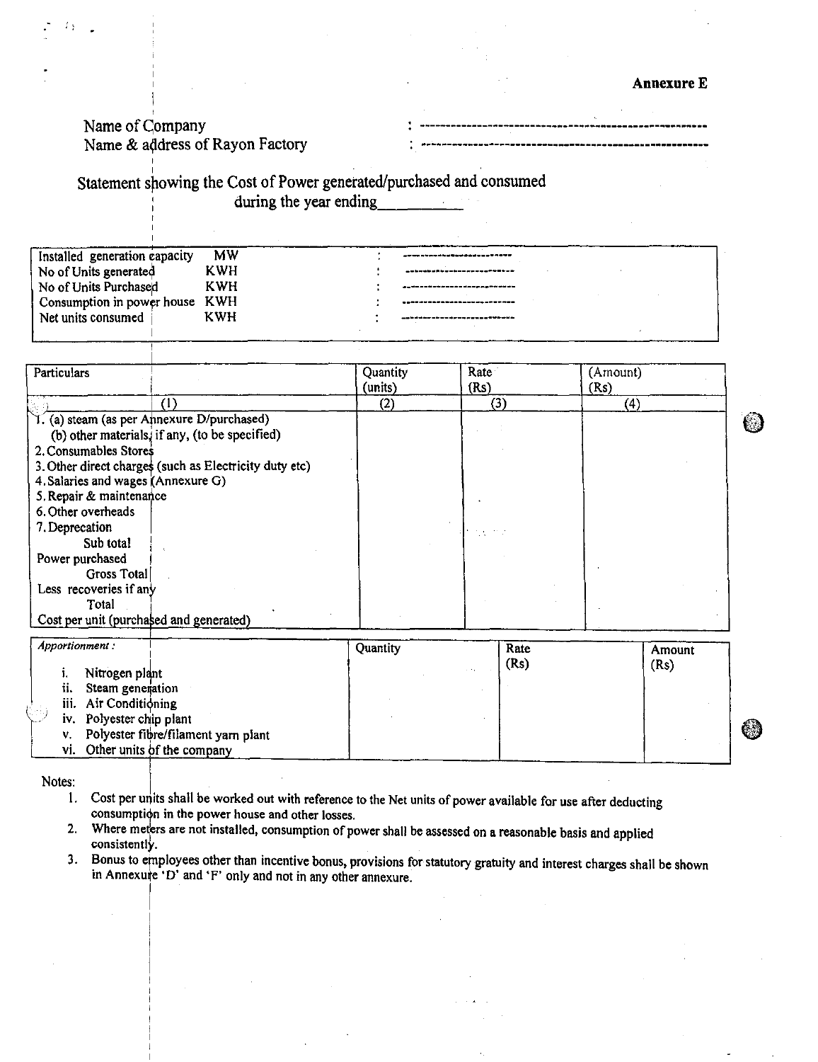**Annexure E**

Name of Company : ---------------------------------------------------------

Name & address of Rayon Factory : ---------------------------------------------------------

## Statement showing the Cost of Power generated/purchased and consumed during the year ending__________

| | | | |
|---|---|---|---|
| Installed generation capacity | MW | : | -------------------------- |
| No of Units generated | KWH | : | -------------------------- |
| No of Units Purchased | KWH | : | -------------------------- |
| Consumption in power house | KWH | : | -------------------------- |
| Net units consumed | KWH | : | -------------------------- |

| Particulars | Quantity (units) | Rate (Rs) | (Amount) (Rs) |
|---|---|---|---|
| (1) | (2) | (3) | (4) |
| 1. (a) steam (as per Annexure D/purchased) | | | |
| (b) other materials, if any, (to be specified) | | | |
| 2. Consumables Stores | | | |
| 3. Other direct charges (such as Electricity duty etc) | | | |
| 4. Salaries and wages (Annexure G) | | | |
| 5. Repair & maintenance | | | |
| 6. Other overheads | | | |
| 7. Deprecation | | | |
| Sub total | | | |
| Power purchased | | | |
| Gross Total | | | |
| Less recoveries if any | | | |
| Total | | | |
| Cost per unit (purchased and generated) | | | |

| *Apportionment :* | Quantity | Rate (Rs) | Amount (Rs) |
|---|---|---|---|
| i. Nitrogen plant | | | |
| ii. Steam generation | | | |
| iii. Air Conditioning | | | |
| iv. Polyester chip plant | | | |
| v. Polyester fibre/filament yarn plant | | | |
| vi. Other units of the company | | | |

Notes:

1. Cost per units shall be worked out with reference to the Net units of power available for use after deducting consumption in the power house and other losses.
2. Where meters are not installed, consumption of power shall be assessed on a reasonable basis and applied consistently.
3. Bonus to employees other than incentive bonus, provisions for statutory gratuity and interest charges shall be shown in Annexure 'D' and 'F' only and not in any other annexure.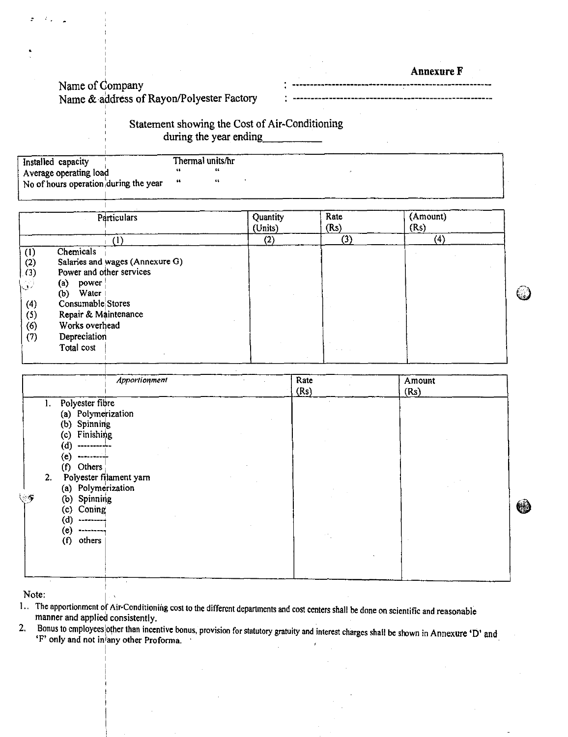**Annexure F**

Name of Company : -----------------------------------------------------

Name & address of Rayon/Polyester Factory : -----------------------------------------------------

Statement showing the Cost of Air-Conditioning during the year ending__________

| | |
|---|---|
| Installed capacity | Thermal units/hr |
| Average operating load | " " |
| No of hours operation during the year | " " |

| Particulars | Quantity (Units) | Rate (Rs) | (Amount) (Rs) |
|---|---|---|---|
| (1) | (2) | (3) | (4) |
| (1) Chemicals | | | |
| (2) Salaries and wages (Annexure G) | | | |
| (3) Power and other services | | | |
| (a) power | | | |
| (b) Water | | | |
| (4) Consumable Stores | | | |
| (5) Repair & Maintenance | | | |
| (6) Works overhead | | | |
| (7) Depreciation | | | |
| Total cost | | | |

| *Apportionment* | Rate (Rs) | Amount (Rs) |
|---|---|---|
| 1. Polyester fibre | | |
| (a) Polymerization | | |
| (b) Spinning | | |
| (c) Finishing | | |
| (d) ---------- | | |
| (e) --------- | | |
| (f) Others | | |
| 2. Polyester filament yarn | | |
| (a) Polymerization | | |
| (b) Spinning | | |
| (c) Coning | | |
| (d) --------- | | |
| (e) --------- | | |
| (f) others | | |

Note:

1. The apportionment of Air-Conditioning cost to the different departments and cost centers shall be done on scientific and reasonable manner and applied consistently.
2. Bonus to employees other than incentive bonus, provision for statutory gratuity and interest charges shall be shown in Annexure 'D' and 'F' only and not in any other Proforma.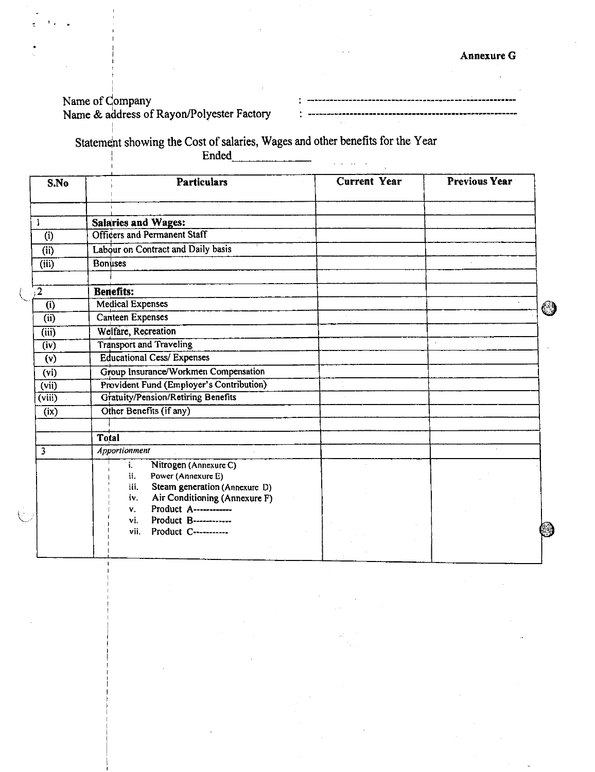**Annexure G**

Name of Company : ---------------------------------------------------

Name & address of Rayon/Polyester Factory : ---------------------------------------------------

Statement showing the Cost of salaries, Wages and other benefits for the Year Ended\_\_\_\_\_\_\_\_\_\_\_\_

| S.No | Particulars | Current Year | Previous Year |
|---|---|---|---|
| | | | |
| 1 | **Salaries and Wages:** | | |
| (i) | Officers and Permanent Staff | | |
| (ii) | Labour on Contract and Daily basis | | |
| (iii) | Bonuses | | |
| | | | |
| 2 | **Benefits:** | | |
| (i) | Medical Expenses | | |
| (ii) | Canteen Expenses | | |
| (iii) | Welfare, Recreation | | |
| (iv) | Transport and Traveling | | |
| (v) | Educational Cess/ Expenses | | |
| (vi) | Group Insurance/Workmen Compensation | | |
| (vii) | Provident Fund (Employer's Contribution) | | |
| (viii) | Gratuity/Pension/Retiring Benefits | | |
| (ix) | Other Benefits (if any) | | |
| | | | |
| | **Total** | | |
| 3 | *Apportionment* | | |
| | i. Nitrogen (Annexure C)<br>ii. Power (Annexure E)<br>iii. Steam generation (Annexure D)<br>iv. Air Conditioning (Annexure F)<br>v. Product A------------<br>vi. Product B------------<br>vii. Product C----------- | | |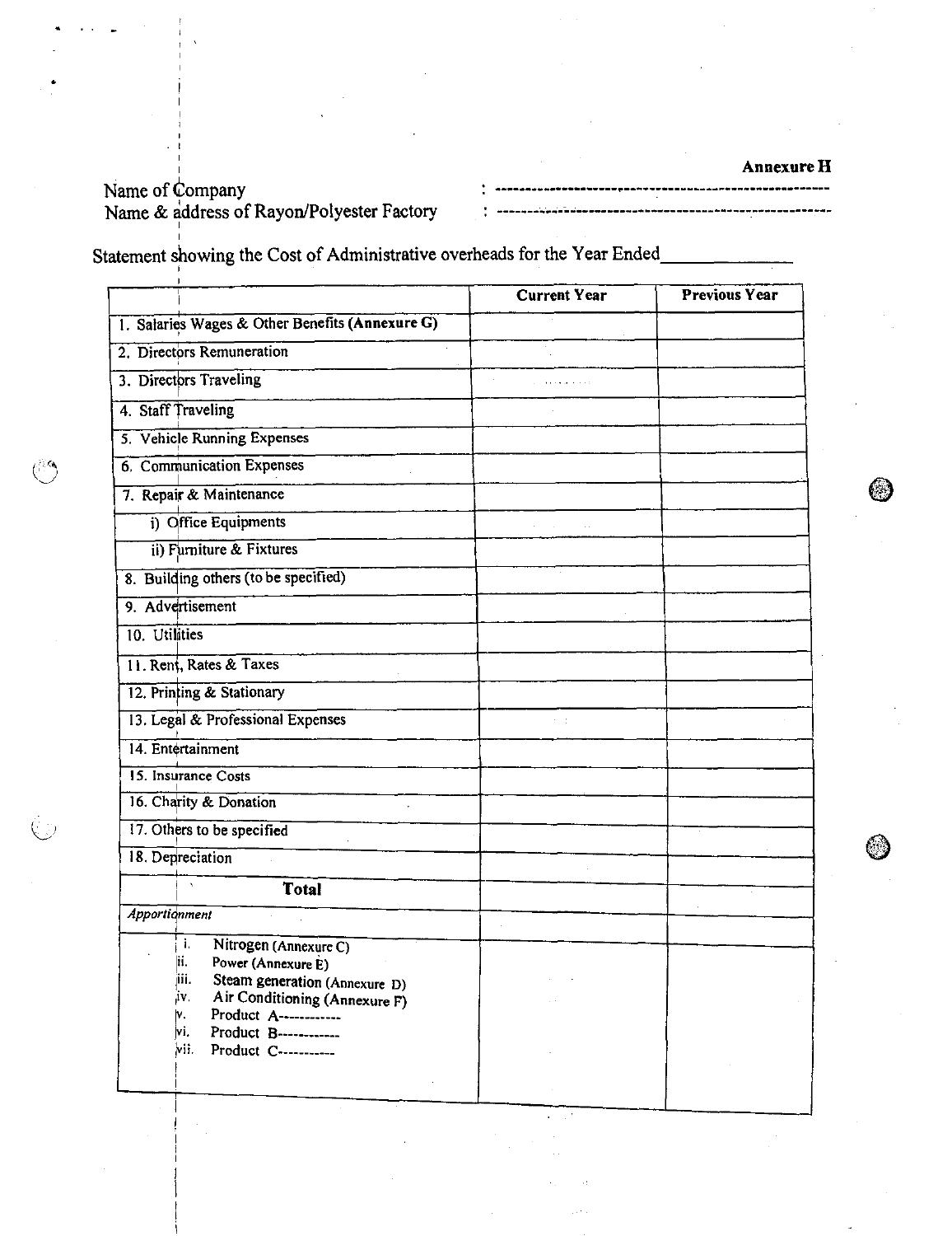**Annexure H**

Name of Company : -------------------------------------------------------

Name & address of Rayon/Polyester Factory : -------------------------------------------------------

Statement showing the Cost of Administrative overheads for the Year Ended______________

| | Current Year | Previous Year |
|---|---|---|
| 1. Salaries Wages & Other Benefits **(Annexure G)** | | |
| 2. Directors Remuneration | | |
| 3. Directors Traveling | | |
| 4. Staff Traveling | | |
| 5. Vehicle Running Expenses | | |
| 6. Communication Expenses | | |
| 7. Repair & Maintenance | | |
| i) Office Equipments | | |
| ii) Furniture & Fixtures | | |
| 8. Building others (to be specified) | | |
| 9. Advertisement | | |
| 10. Utilities | | |
| 11. Rent, Rates & Taxes | | |
| 12. Printing & Stationary | | |
| 13. Legal & Professional Expenses | | |
| 14. Entertainment | | |
| 15. Insurance Costs | | |
| 16. Charity & Donation | | |
| 17. Others to be specified | | |
| 18. Depreciation | | |
| **Total** | | |
| *Apportionment* | | |
| i. Nitrogen (Annexure C)<br>ii. Power (Annexure E)<br>iii. Steam generation (Annexure D)<br>iv. Air Conditioning (Annexure F)<br>v. Product A-----------<br>vi. Product B------------<br>vii. Product C---------- | | |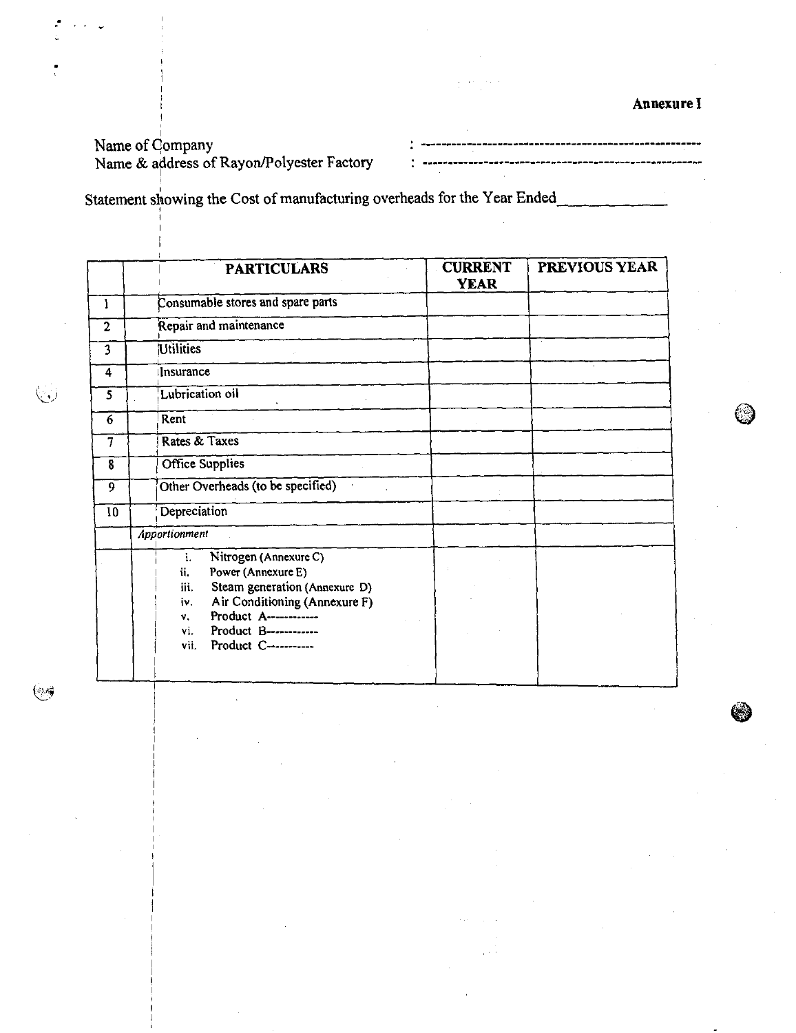**Annexure I**

Name of Company : -----------------------------------------------------

Name & address of Rayon/Polyester Factory : -----------------------------------------------------

Statement showing the Cost of manufacturing overheads for the Year Ended____________

| | PARTICULARS | CURRENT YEAR | PREVIOUS YEAR |
|---|---|---|---|
| 1 | Consumable stores and spare parts | | |
| 2 | Repair and maintenance | | |
| 3 | Utilities | | |
| 4 | Insurance | | |
| 5 | Lubrication oil | | |
| 6 | Rent | | |
| 7 | Rates & Taxes | | |
| 8 | Office Supplies | | |
| 9 | Other Overheads (to be specified) | | |
| 10 | Depreciation | | |
| | *Apportionment* | | |
| | i. Nitrogen (Annexure C)<br>ii. Power (Annexure E)<br>iii. Steam generation (Annexure D)<br>iv. Air Conditioning (Annexure F)<br>v. Product A-----------<br>vi. Product B-----------<br>vii. Product C---------- | | |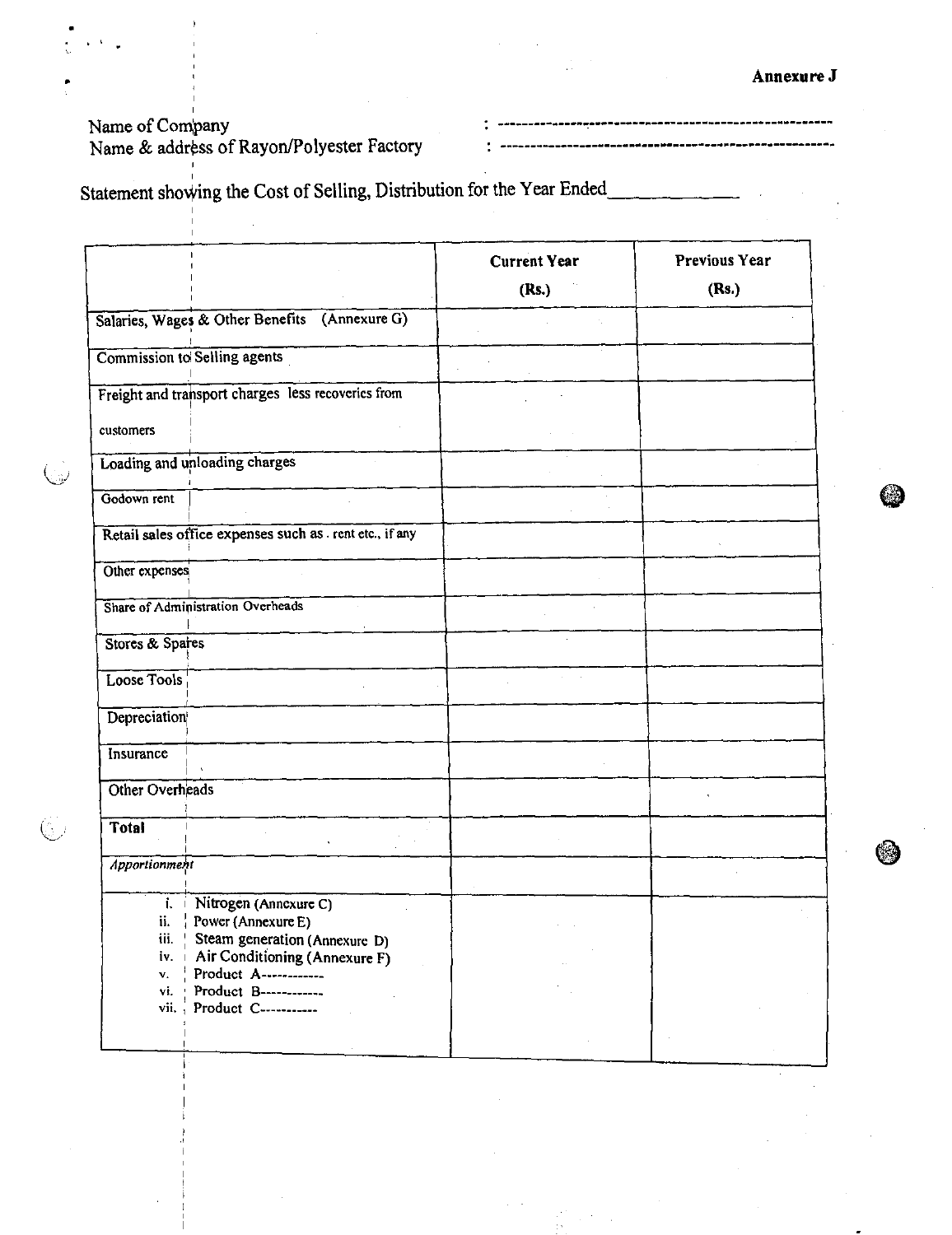**Annexure J**

Name of Company : ----------------------------------------------------

Name & address of Rayon/Polyester Factory : ----------------------------------------------------

Statement showing the Cost of Selling, Distribution for the Year Ended_____________

| | Current Year (Rs.) | Previous Year (Rs.) |
|---|---|---|
| Salaries, Wages & Other Benefits (Annexure G) | | |
| Commission to Selling agents | | |
| Freight and transport charges less recoveries from customers | | |
| Loading and unloading charges | | |
| Godown rent | | |
| Retail sales office expenses such as . rent etc., if any | | |
| Other expenses | | |
| Share of Administration Overheads | | |
| Stores & Spares | | |
| Loose Tools | | |
| Depreciation | | |
| Insurance | | |
| Other Overheads | | |
| **Total** | | |
| *Apportionment* | | |
| i. Nitrogen (Annexure C)<br>ii. Power (Annexure E)<br>iii. Steam generation (Annexure D)<br>iv. Air Conditioning (Annexure F)<br>v. Product A------------<br>vi. Product B------------<br>vii. Product C----------- | | |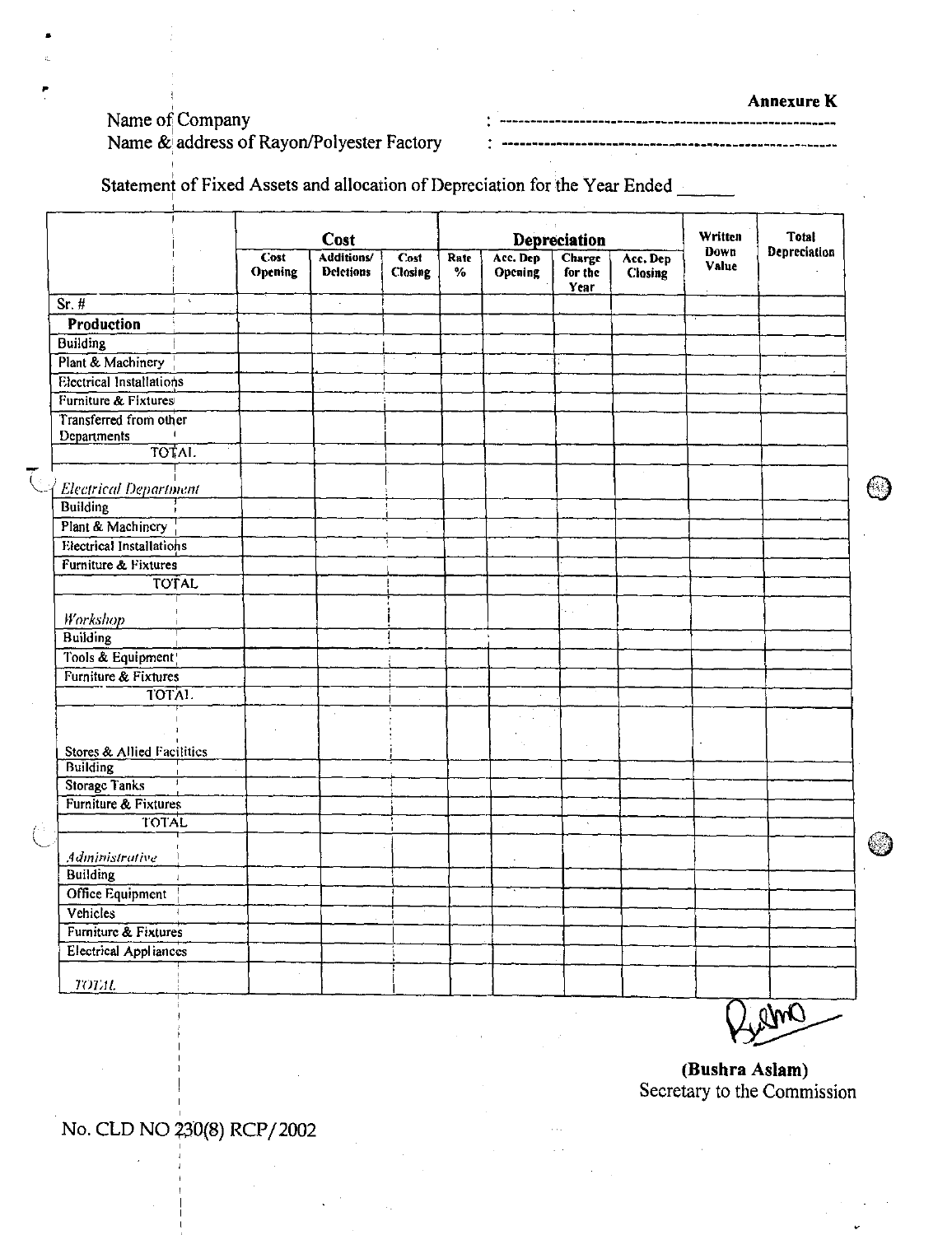**Annexure K**

Name of Company : -----------------------------------------------------

Name & address of Rayon/Polyester Factory : -----------------------------------------------------

Statement of Fixed Assets and allocation of Depreciation for the Year Ended ______

| | Cost | | | Depreciation | | | | Written Down Value | Total Depreciation |
|---|---|---|---|---|---|---|---|---|---|
| | Cost Opening | Additions/ Deletions | Cost Closing | Rate % | Acc. Dep Opening | Charge for the Year | Acc. Dep Closing | | |
| Sr. # | | | | | | | | | |
| **Production** | | | | | | | | | |
| Building | | | | | | | | | |
| Plant & Machinery | | | | | | | | | |
| Electrical Installations | | | | | | | | | |
| Furniture & Fixtures | | | | | | | | | |
| Transferred from other Departments | | | | | | | | | |
| TOTAL | | | | | | | | | |
| *Electrical Department* | | | | | | | | | |
| Building | | | | | | | | | |
| Plant & Machinery | | | | | | | | | |
| Electrical Installations | | | | | | | | | |
| Furniture & Fixtures | | | | | | | | | |
| TOTAL | | | | | | | | | |
| *Workshop* | | | | | | | | | |
| Building | | | | | | | | | |
| Tools & Equipment | | | | | | | | | |
| Furniture & Fixtures | | | | | | | | | |
| TOTAL | | | | | | | | | |
| Stores & Allied Facilities | | | | | | | | | |
| Building | | | | | | | | | |
| Storage Tanks | | | | | | | | | |
| Furniture & Fixtures | | | | | | | | | |
| TOTAL | | | | | | | | | |
| *Administrative* | | | | | | | | | |
| Building | | | | | | | | | |
| Office Equipment | | | | | | | | | |
| Vehicles | | | | | | | | | |
| Furniture & Fixtures | | | | | | | | | |
| Electrical Appliances | | | | | | | | | |
| *TOTAL* | | | | | | | | | |

**(Bushra Aslam)**
Secretary to the Commission

No. CLD NO 230(8) RCP/2002